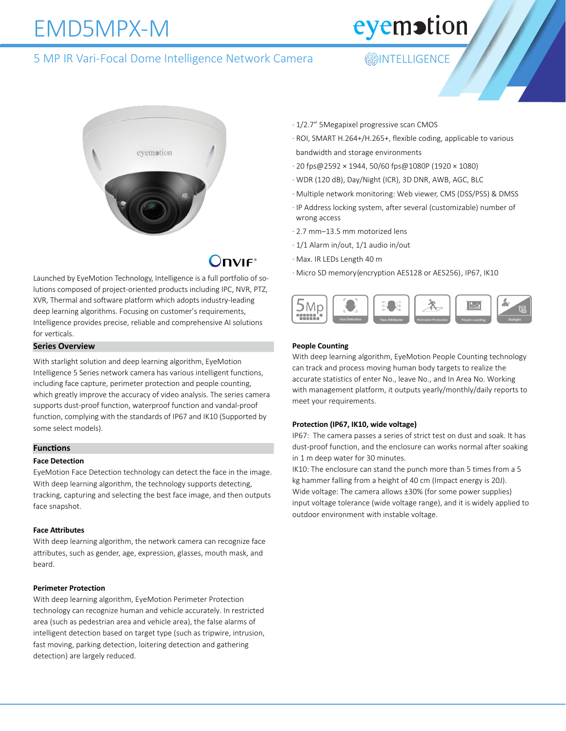# EMD5MPX-M

## 5 MP IR Vari-Focal Dome Intelligence Network Camera

INTELLIGENCE

- 1/2.7" 5Megapixel progressive scan CMOS
- ROI, SMART H.264+/H.265+, flexible coding, applicable to various bandwidth and storage environments
- 20 fps@2592 × 1944, 50/60 fps@1080P (1920 × 1080)
- WDR (120 dB), Day/Night (ICR), 3D DNR, AWB, AGC, BLC
- Multiple network monitoring: Web viewer, CMS (DSS/PSS) & DMSS
- IP Address locking system, after several (customizable) number of wrong access
- 2.7 mm–13.5 mm motorized lens
- 1/1 Alarm in/out, 1/1 audio in/out
- Max. IR LEDs Length 40 m
- Micro SD memory(encryption AES128 or AES256), IP67, IK10

5Mp | Face Detection | Face Attributes | Perimeter Protection | People counting | Starlight

Launched by EyeMotion Technology, Intelligence is a full portfolio of solutions composed of project-oriented products including IPC, NVR, PTZ, XVR, Thermal and software platform which adopts industry-leading deep learning algorithms. Focusing on customer's requirements, Intelligence provides precise, reliable and comprehensive AI solutions for verticals.

## Series Overview

With starlight solution and deep learning algorithm, EyeMotion Intelligence 5 Series network camera has various intelligent functions, including face capture, perimeter protection and people counting, which greatly improve the accuracy of video analysis. The series camera supports dust-proof function, waterproof function and vandal-proof function, complying with the standards of IP67 and IK10 (Supported by some select models).

## Functions

### Face Detection

EyeMotion Face Detection technology can detect the face in the image. With deep learning algorithm, the technology supports detecting, tracking, capturing and selecting the best face image, and then outputs face snapshot.

### Face Attributes

With deep learning algorithm, the network camera can recognize face attributes, such as gender, age, expression, glasses, mouth mask, and beard.

### Perimeter Protection

With deep learning algorithm, EyeMotion Perimeter Protection technology can recognize human and vehicle accurately. In restricted area (such as pedestrian area and vehicle area), the false alarms of intelligent detection based on target type (such as tripwire, intrusion, fast moving, parking detection, loitering detection and gathering detection) are largely reduced.

### People Counting

With deep learning algorithm, EyeMotion People Counting technology can track and process moving human body targets to realize the accurate statistics of enter No., leave No., and In Area No. Working with management platform, it outputs yearly/monthly/daily reports to meet your requirements.

### Protection (IP67, IK10, wide voltage)

IP67: The camera passes a series of strict test on dust and soak. It has dust-proof function, and the enclosure can works normal after soaking in 1 m deep water for 30 minutes.

IK10: The enclosure can stand the punch more than 5 times from a 5 kg hammer falling from a height of 40 cm (Impact energy is 20J).

Wide voltage: The camera allows ±30% (for some power supplies) input voltage tolerance (wide voltage range), and it is widely applied to outdoor environment with instable voltage.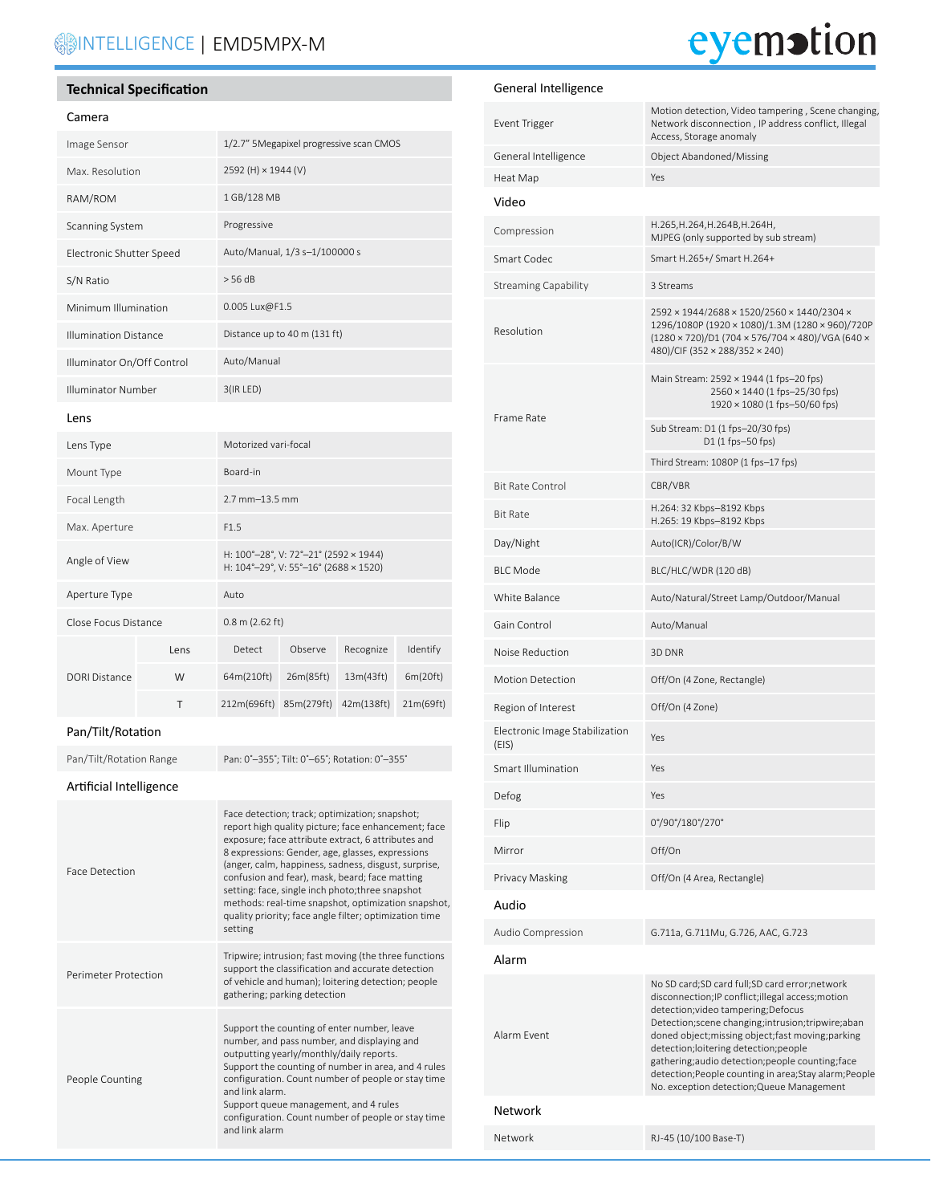## Technical Specification

### Camera

| | |
|---|---|
| Image Sensor | 1/2.7" 5Megapixel progressive scan CMOS |
| Max. Resolution | 2592 (H) × 1944 (V) |
| RAM/ROM | 1 GB/128 MB |
| Scanning System | Progressive |
| Electronic Shutter Speed | Auto/Manual, 1/3 s–1/100000 s |
| S/N Ratio | > 56 dB |
| Minimum Illumination | 0.005 Lux@F1.5 |
| Illumination Distance | Distance up to 40 m (131 ft) |
| Illuminator On/Off Control | Auto/Manual |
| Illuminator Number | 3(IR LED) |

### Lens

| | | | | | |
|---|---|---|---|---|---|
| Lens Type | Motorized vari-focal | | | | |
| Mount Type | Board-in | | | | |
| Focal Length | 2.7 mm–13.5 mm | | | | |
| Max. Aperture | F1.5 | | | | |
| Angle of View | H: 100°–28°, V: 72°–21° (2592 × 1944)<br>H: 104°–29°, V: 55°–16° (2688 × 1520) | | | | |
| Aperture Type | Auto | | | | |
| Close Focus Distance | 0.8 m (2.62 ft) | | | | |
| DORI Distance | Lens | Detect | Observe | Recognize | Identify |
| | W | 64m(210ft) | 26m(85ft) | 13m(43ft) | 6m(20ft) |
| | T | 212m(696ft) | 85m(279ft) | 42m(138ft) | 21m(69ft) |

### Pan/Tilt/Rotation

| | |
|---|---|
| Pan/Tilt/Rotation Range | Pan: 0˚–355˚; Tilt: 0˚–65˚; Rotation: 0˚–355˚ |

### Artificial Intelligence

| | |
|---|---|
| Face Detection | Face detection; track; optimization; snapshot; report high quality picture; face enhancement; face exposure; face attribute extract, 6 attributes and 8 expressions: Gender, age, glasses, expressions (anger, calm, happiness, sadness, disgust, surprise, confusion and fear), mask, beard; face matting setting: face, single inch photo;three snapshot methods: real-time snapshot, optimization snapshot, quality priority; face angle filter; optimization time setting |
| Perimeter Protection | Tripwire; intrusion; fast moving (the three functions support the classification and accurate detection of vehicle and human); loitering detection; people gathering; parking detection |
| People Counting | Support the counting of enter number, leave number, and pass number, and displaying and outputting yearly/monthly/daily reports.<br>Support the counting of number in area, and 4 rules configuration. Count number of people or stay time and link alarm.<br>Support queue management, and 4 rules configuration. Count number of people or stay time and link alarm |

### General Intelligence

| | |
|---|---|
| Event Trigger | Motion detection, Video tampering , Scene changing, Network disconnection , IP address conflict, Illegal Access, Storage anomaly |
| General Intelligence | Object Abandoned/Missing |
| Heat Map | Yes |

### Video

| | |
|---|---|
| Compression | H.265,H.264,H.264B,H.264H,<br>MJPEG (only supported by sub stream) |
| Smart Codec | Smart H.265+/ Smart H.264+ |
| Streaming Capability | 3 Streams |
| Resolution | 2592 × 1944/2688 × 1520/2560 × 1440/2304 × 1296/1080P (1920 × 1080)/1.3M (1280 × 960)/720P (1280 × 720)/D1 (704 × 576/704 × 480)/VGA (640 × 480)/CIF (352 × 288/352 × 240) |
| Frame Rate | Main Stream: 2592 × 1944 (1 fps–20 fps)<br>2560 × 1440 (1 fps–25/30 fps)<br>1920 × 1080 (1 fps–50/60 fps) |
| | Sub Stream: D1 (1 fps–20/30 fps)<br>D1 (1 fps–50 fps) |
| | Third Stream: 1080P (1 fps–17 fps) |
| Bit Rate Control | CBR/VBR |
| Bit Rate | H.264: 32 Kbps–8192 Kbps<br>H.265: 19 Kbps–8192 Kbps |
| Day/Night | Auto(ICR)/Color/B/W |
| BLC Mode | BLC/HLC/WDR (120 dB) |
| White Balance | Auto/Natural/Street Lamp/Outdoor/Manual |
| Gain Control | Auto/Manual |
| Noise Reduction | 3D DNR |
| Motion Detection | Off/On (4 Zone, Rectangle) |
| Region of Interest | Off/On (4 Zone) |
| Electronic Image Stabilization (EIS) | Yes |
| Smart Illumination | Yes |
| Defog | Yes |
| Flip | 0°/90°/180°/270° |
| Mirror | Off/On |
| Privacy Masking | Off/On (4 Area, Rectangle) |

### Audio

| | |
|---|---|
| Audio Compression | G.711a, G.711Mu, G.726, AAC, G.723 |

### Alarm

| | |
|---|---|
| Alarm Event | No SD card;SD card full;SD card error;network disconnection;IP conflict;illegal access;motion detection;video tampering;Defocus Detection;scene changing;intrusion;tripwire;abandoned object;missing object;fast moving;parking detection;loitering detection;people gathering;audio detection;people counting;face detection;People counting in area;Stay alarm;People No. exception detection;Queue Management |

### Network

| | |
|---|---|
| Network | RJ-45 (10/100 Base-T) |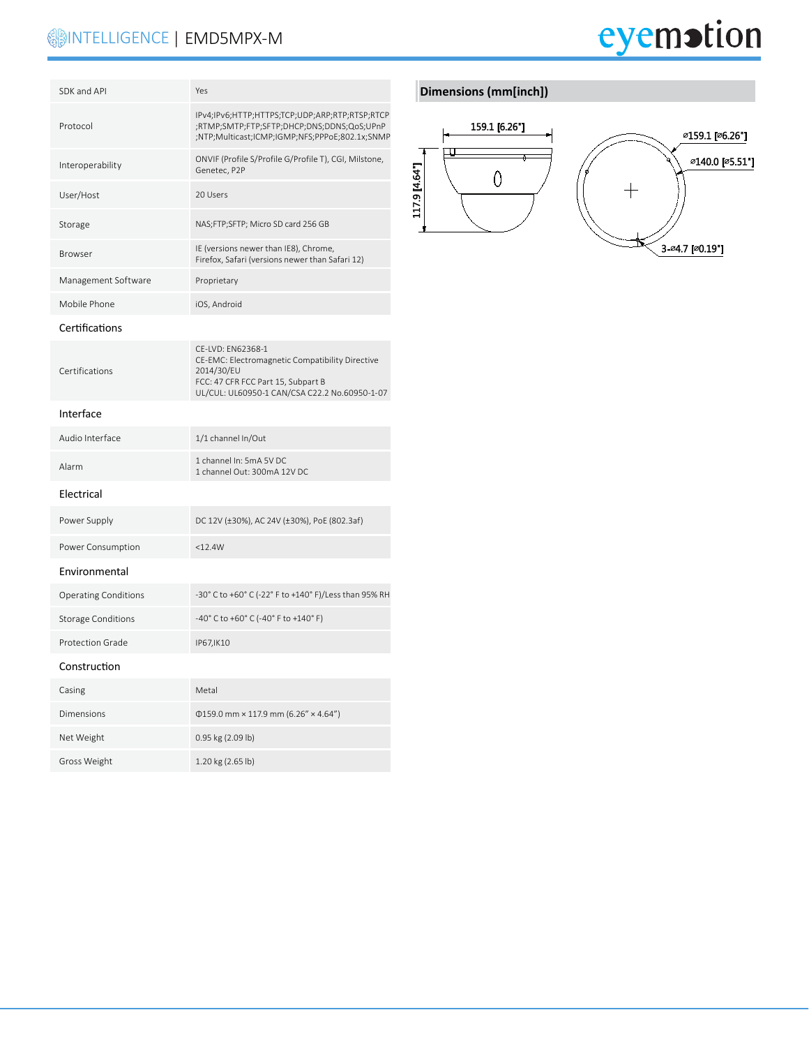| | |
|---|---|
| SDK and API | Yes |
| Protocol | IPv4;IPv6;HTTP;HTTPS;TCP;UDP;ARP;RTP;RTSP;RTCP;RTMP;SMTP;FTP;SFTP;DHCP;DNS;DDNS;QoS;UPnP;NTP;Multicast;ICMP;IGMP;NFS;PPPoE;802.1x;SNMP |
| Interoperability | ONVIF (Profile S/Profile G/Profile T), CGI, Milstone, Genetec, P2P |
| User/Host | 20 Users |
| Storage | NAS;FTP;SFTP; Micro SD card 256 GB |
| Browser | IE (versions newer than IE8), Chrome, Firefox, Safari (versions newer than Safari 12) |
| Management Software | Proprietary |
| Mobile Phone | iOS, Android |

### Certifications

| | |
|---|---|
| Certifications | CE-LVD: EN62368-1<br>CE-EMC: Electromagnetic Compatibility Directive 2014/30/EU<br>FCC: 47 CFR FCC Part 15, Subpart B<br>UL/CUL: UL60950-1 CAN/CSA C22.2 No.60950-1-07 |

### Interface

| | |
|---|---|
| Audio Interface | 1/1 channel In/Out |
| Alarm | 1 channel In: 5mA 5V DC<br>1 channel Out: 300mA 12V DC |

### Electrical

| | |
|---|---|
| Power Supply | DC 12V (±30%), AC 24V (±30%), PoE (802.3af) |
| Power Consumption | <12.4W |

### Environmental

| | |
|---|---|
| Operating Conditions | -30° C to +60° C (-22° F to +140° F)/Less than 95% RH |
| Storage Conditions | -40° C to +60° C (-40° F to +140° F) |
| Protection Grade | IP67,IK10 |

### Construction

| | |
|---|---|
| Casing | Metal |
| Dimensions | Φ159.0 mm × 117.9 mm (6.26" × 4.64") |
| Net Weight | 0.95 kg (2.09 lb) |
| Gross Weight | 1.20 kg (2.65 lb) |

### Dimensions (mm[inch])

159.1 [6.26"]

117.9 [4.64"]

ø159.1 [ø6.26"]

ø140.0 [ø5.51"]

3-ø4.7 [ø0.19"]